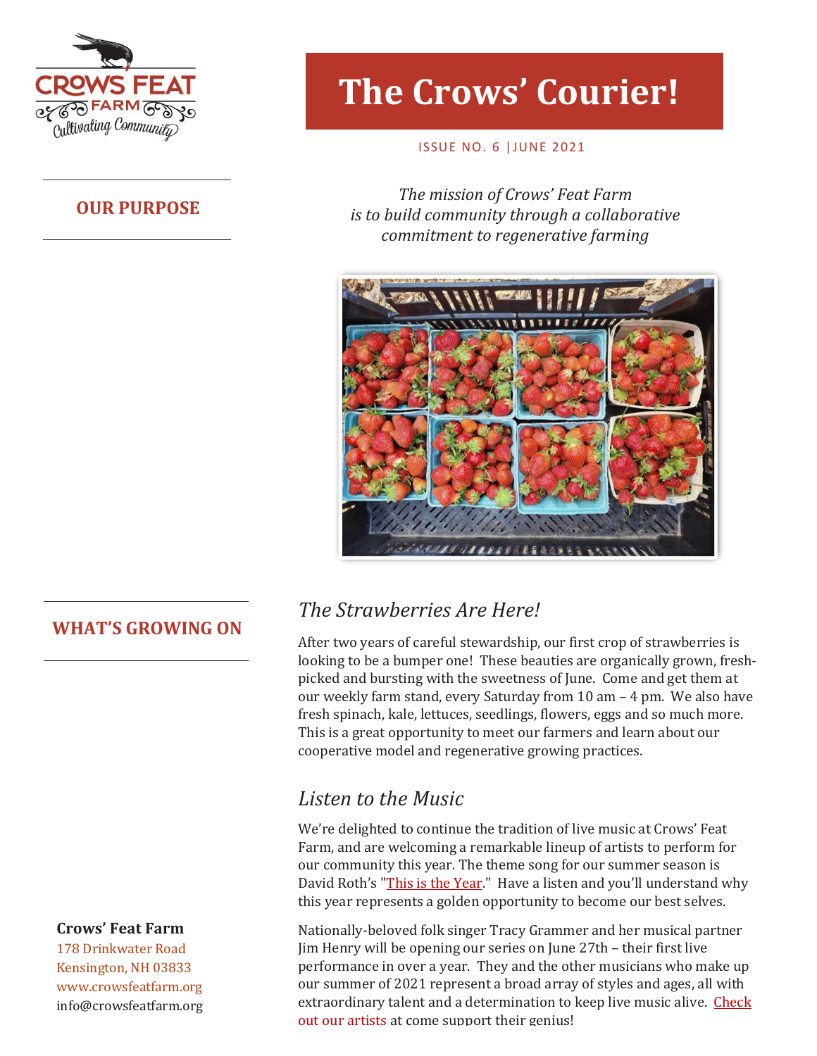# The Crows' Courier!

ISSUE NO. 6 | JUNE 2021

CROWS FEAT FARM
Cultivating Community

## OUR PURPOSE

*The mission of Crows' Feat Farm is to build community through a collaborative commitment to regenerative farming*

## WHAT'S GROWING ON

### *The Strawberries Are Here!*

After two years of careful stewardship, our first crop of strawberries is looking to be a bumper one! These beauties are organically grown, fresh-picked and bursting with the sweetness of June. Come and get them at our weekly farm stand, every Saturday from 10 am – 4 pm. We also have fresh spinach, kale, lettuces, seedlings, flowers, eggs and so much more. This is a great opportunity to meet our farmers and learn about our cooperative model and regenerative growing practices.

### *Listen to the Music*

We're delighted to continue the tradition of live music at Crows' Feat Farm, and are welcoming a remarkable lineup of artists to perform for our community this year. The theme song for our summer season is David Roth's "This is the Year." Have a listen and you'll understand why this year represents a golden opportunity to become our best selves.

Nationally-beloved folk singer Tracy Grammer and her musical partner Jim Henry will be opening our series on June 27th – their first live performance in over a year. They and the other musicians who make up our summer of 2021 represent a broad array of styles and ages, all with extraordinary talent and a determination to keep live music alive. Check out our artists at come support their genius!

**Crows' Feat Farm**
178 Drinkwater Road
Kensington, NH 03833
www.crowsfeatfarm.org
info@crowsfeatfarm.org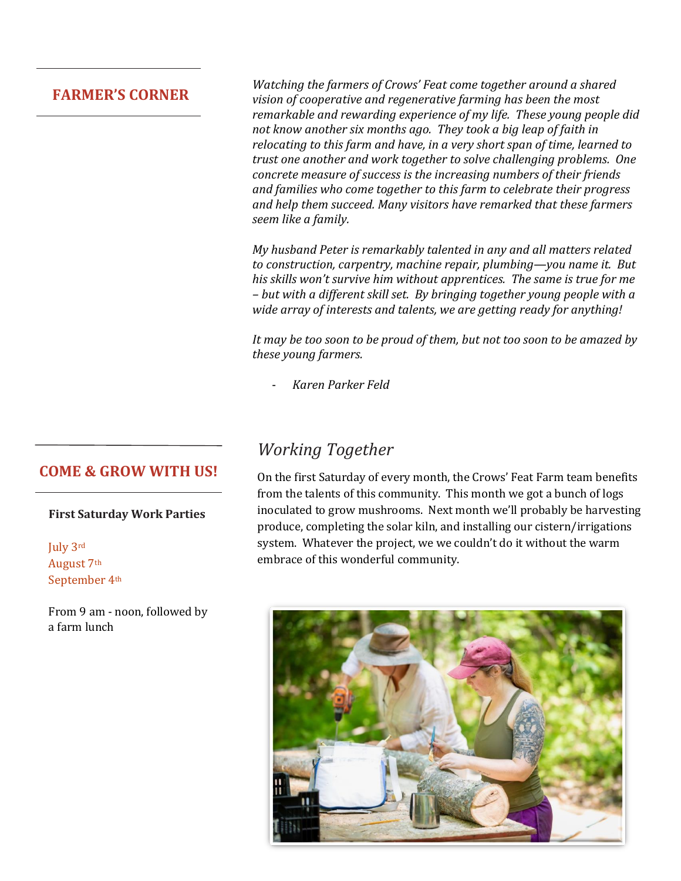## FARMER'S CORNER

*Watching the farmers of Crows' Feat come together around a shared vision of cooperative and regenerative farming has been the most remarkable and rewarding experience of my life. These young people did not know another six months ago. They took a big leap of faith in relocating to this farm and have, in a very short span of time, learned to trust one another and work together to solve challenging problems. One concrete measure of success is the increasing numbers of their friends and families who come together to this farm to celebrate their progress and help them succeed. Many visitors have remarked that these farmers seem like a family.*

*My husband Peter is remarkably talented in any and all matters related to construction, carpentry, machine repair, plumbing—you name it. But his skills won't survive him without apprentices. The same is true for me – but with a different skill set. By bringing together young people with a wide array of interests and talents, we are getting ready for anything!*

*It may be too soon to be proud of them, but not too soon to be amazed by these young farmers.*

- *Karen Parker Feld*

## COME & GROW WITH US!

**First Saturday Work Parties**

July 3rd
August 7th
September 4th

From 9 am - noon, followed by a farm lunch

## *Working Together*

On the first Saturday of every month, the Crows' Feat Farm team benefits from the talents of this community. This month we got a bunch of logs inoculated to grow mushrooms. Next month we'll probably be harvesting produce, completing the solar kiln, and installing our cistern/irrigations system. Whatever the project, we we couldn't do it without the warm embrace of this wonderful community.